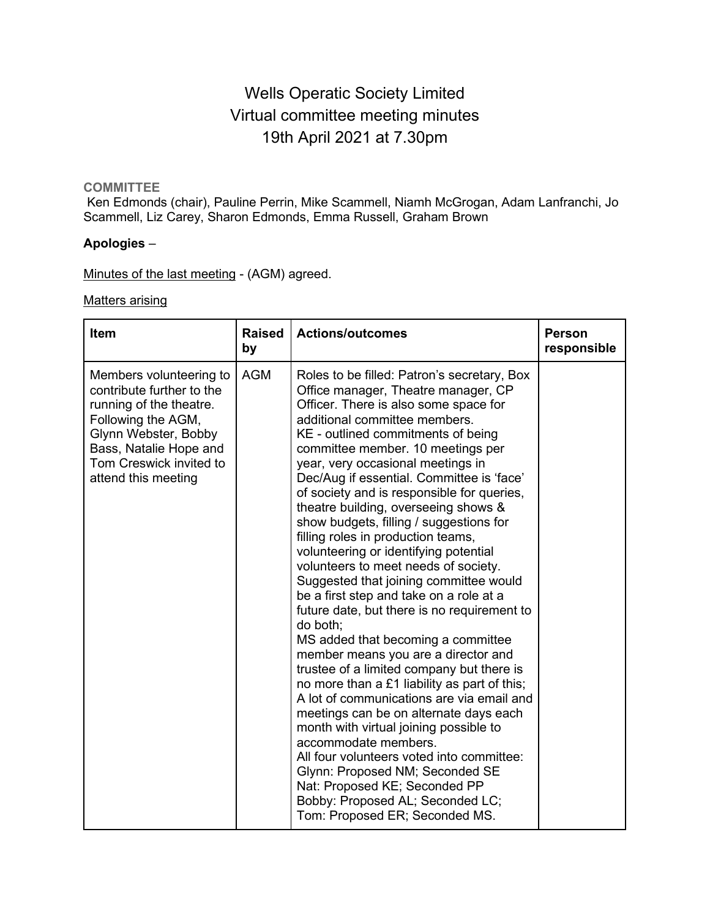# Wells Operatic Society Limited
# Virtual committee meeting minutes
# 19th April 2021 at 7.30pm

**COMMITTEE**

Ken Edmonds (chair), Pauline Perrin, Mike Scammell, Niamh McGrogan, Adam Lanfranchi, Jo Scammell, Liz Carey, Sharon Edmonds, Emma Russell, Graham Brown

**Apologies** –

Minutes of the last meeting - (AGM) agreed.

Matters arising

| Item | Raised by | Actions/outcomes | Person responsible |
|---|---|---|---|
| Members volunteering to contribute further to the running of the theatre. Following the AGM, Glynn Webster, Bobby Bass, Natalie Hope and Tom Creswick invited to attend this meeting | AGM | Roles to be filled: Patron's secretary, Box Office manager, Theatre manager, CP Officer. There is also some space for additional committee members.<br>KE - outlined commitments of being committee member. 10 meetings per year, very occasional meetings in Dec/Aug if essential. Committee is 'face' of society and is responsible for queries, theatre building, overseeing shows & show budgets, filling / suggestions for filling roles in production teams, volunteering or identifying potential volunteers to meet needs of society. Suggested that joining committee would be a first step and take on a role at a future date, but there is no requirement to do both;<br>MS added that becoming a committee member means you are a director and trustee of a limited company but there is no more than a £1 liability as part of this;<br>A lot of communications are via email and meetings can be on alternate days each month with virtual joining possible to accommodate members.<br>All four volunteers voted into committee:<br>Glynn: Proposed NM; Seconded SE<br>Nat: Proposed KE; Seconded PP<br>Bobby: Proposed AL; Seconded LC;<br>Tom: Proposed ER; Seconded MS. | |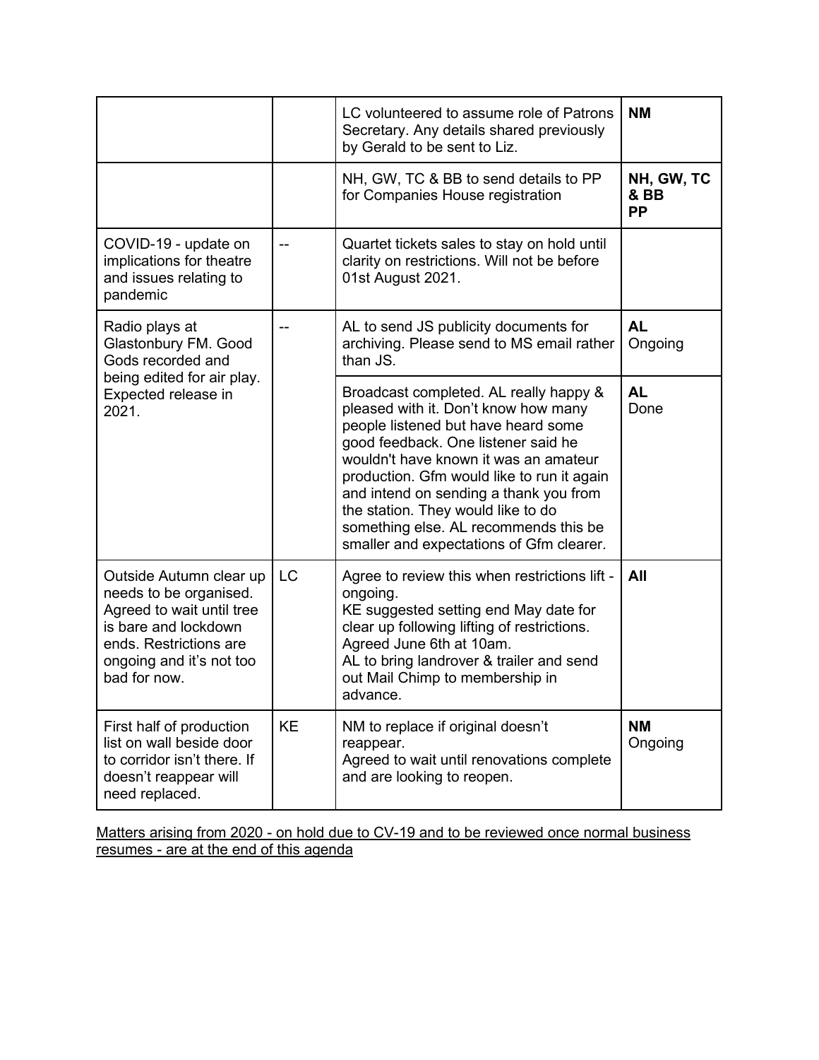| | | | |
|---|---|---|---|
| | | LC volunteered to assume role of Patrons Secretary. Any details shared previously by Gerald to be sent to Liz. | **NM** |
| | | NH, GW, TC & BB to send details to PP for Companies House registration | **NH, GW, TC & BB PP** |
| COVID-19 - update on implications for theatre and issues relating to pandemic | -- | Quartet tickets sales to stay on hold until clarity on restrictions. Will not be before 01st August 2021. | |
| Radio plays at Glastonbury FM. Good Gods recorded and being edited for air play. Expected release in 2021. | -- | AL to send JS publicity documents for archiving. Please send to MS email rather than JS. | **AL** Ongoing |
| | | Broadcast completed. AL really happy & pleased with it. Don't know how many people listened but have heard some good feedback. One listener said he wouldn't have known it was an amateur production. Gfm would like to run it again and intend on sending a thank you from the station. They would like to do something else. AL recommends this be smaller and expectations of Gfm clearer. | **AL** Done |
| Outside Autumn clear up needs to be organised. Agreed to wait until tree is bare and lockdown ends. Restrictions are ongoing and it's not too bad for now. | LC | Agree to review this when restrictions lift - ongoing.<br>KE suggested setting end May date for clear up following lifting of restrictions. Agreed June 6th at 10am.<br>AL to bring landrover & trailer and send out Mail Chimp to membership in advance. | **All** |
| First half of production list on wall beside door to corridor isn't there. If doesn't reappear will need replaced. | KE | NM to replace if original doesn't reappear.<br>Agreed to wait until renovations complete and are looking to reopen. | **NM** Ongoing |

<u>Matters arising from 2020 - on hold due to CV-19 and to be reviewed once normal business resumes - are at the end of this agenda</u>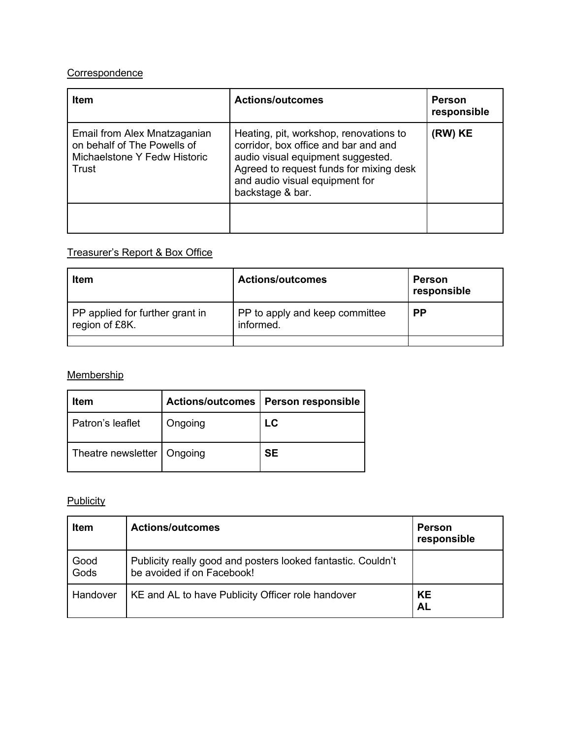Correspondence

| Item | Actions/outcomes | Person responsible |
| --- | --- | --- |
| Email from Alex Mnatzaganian on behalf of The Powells of Michaelstone Y Fedw Historic Trust | Heating, pit, workshop, renovations to corridor, box office and bar and and audio visual equipment suggested. Agreed to request funds for mixing desk and audio visual equipment for backstage & bar. | **(RW) KE** |
| | | |

Treasurer's Report & Box Office

| Item | Actions/outcomes | Person responsible |
| --- | --- | --- |
| PP applied for further grant in region of £8K. | PP to apply and keep committee informed. | **PP** |
| | | |

Membership

| Item | Actions/outcomes | Person responsible |
| --- | --- | --- |
| Patron's leaflet | Ongoing | **LC** |
| Theatre newsletter | Ongoing | **SE** |

Publicity

| Item | Actions/outcomes | Person responsible |
| --- | --- | --- |
| Good Gods | Publicity really good and posters looked fantastic. Couldn't be avoided if on Facebook! | |
| Handover | KE and AL to have Publicity Officer role handover | **KE**<br>**AL** |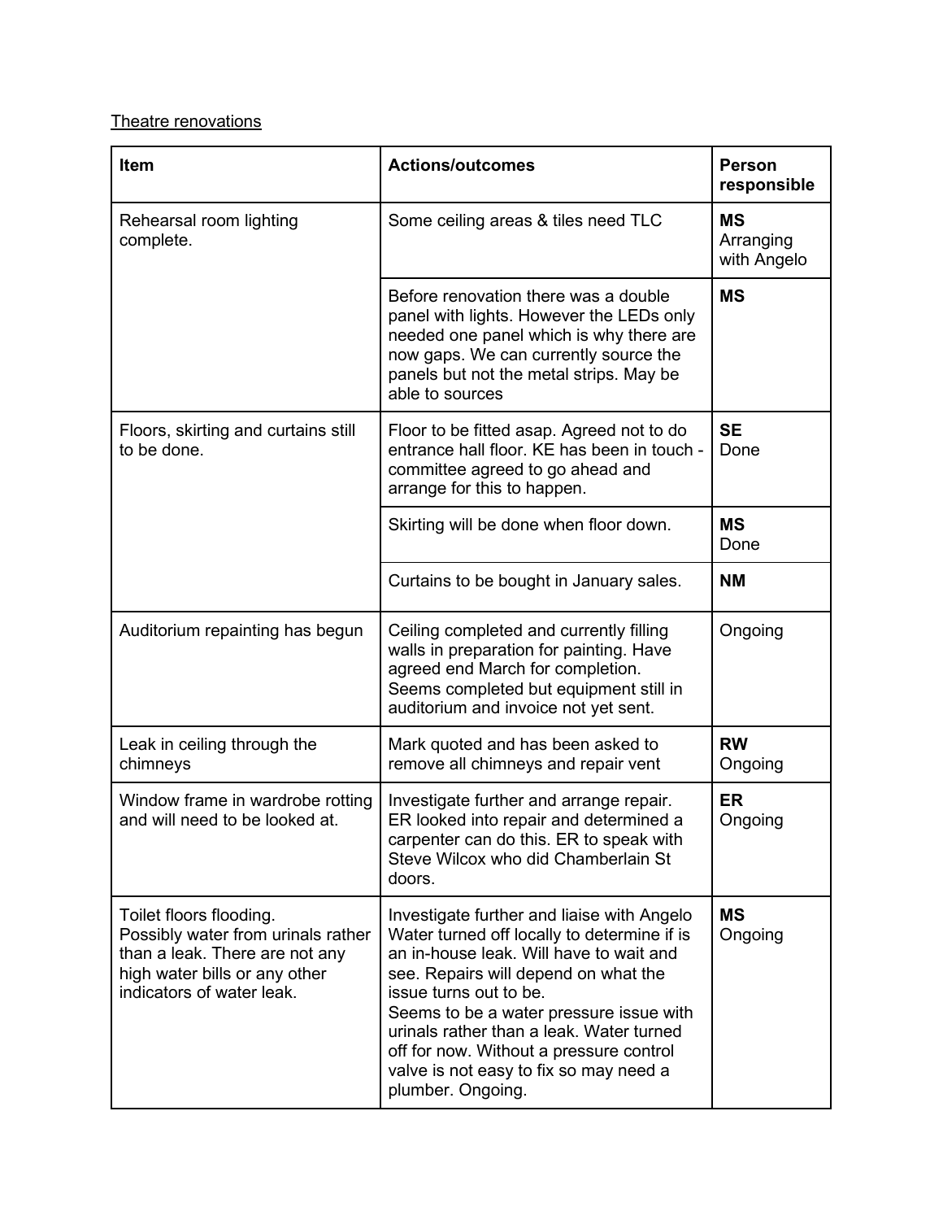<u>Theatre renovations</u>

| Item | Actions/outcomes | Person responsible |
|---|---|---|
| Rehearsal room lighting complete. | Some ceiling areas & tiles need TLC | **MS** Arranging with Angelo |
| | Before renovation there was a double panel with lights. However the LEDs only needed one panel which is why there are now gaps. We can currently source the panels but not the metal strips. May be able to sources | **MS** |
| Floors, skirting and curtains still to be done. | Floor to be fitted asap. Agreed not to do entrance hall floor. KE has been in touch - committee agreed to go ahead and arrange for this to happen. | **SE** Done |
| | Skirting will be done when floor down. | **MS** Done |
| | Curtains to be bought in January sales. | **NM** |
| Auditorium repainting has begun | Ceiling completed and currently filling walls in preparation for painting. Have agreed end March for completion. Seems completed but equipment still in auditorium and invoice not yet sent. | Ongoing |
| Leak in ceiling through the chimneys | Mark quoted and has been asked to remove all chimneys and repair vent | **RW** Ongoing |
| Window frame in wardrobe rotting and will need to be looked at. | Investigate further and arrange repair. ER looked into repair and determined a carpenter can do this. ER to speak with Steve Wilcox who did Chamberlain St doors. | **ER** Ongoing |
| Toilet floors flooding. Possibly water from urinals rather than a leak. There are not any high water bills or any other indicators of water leak. | Investigate further and liaise with Angelo Water turned off locally to determine if is an in-house leak. Will have to wait and see. Repairs will depend on what the issue turns out to be. Seems to be a water pressure issue with urinals rather than a leak. Water turned off for now. Without a pressure control valve is not easy to fix so may need a plumber. Ongoing. | **MS** Ongoing |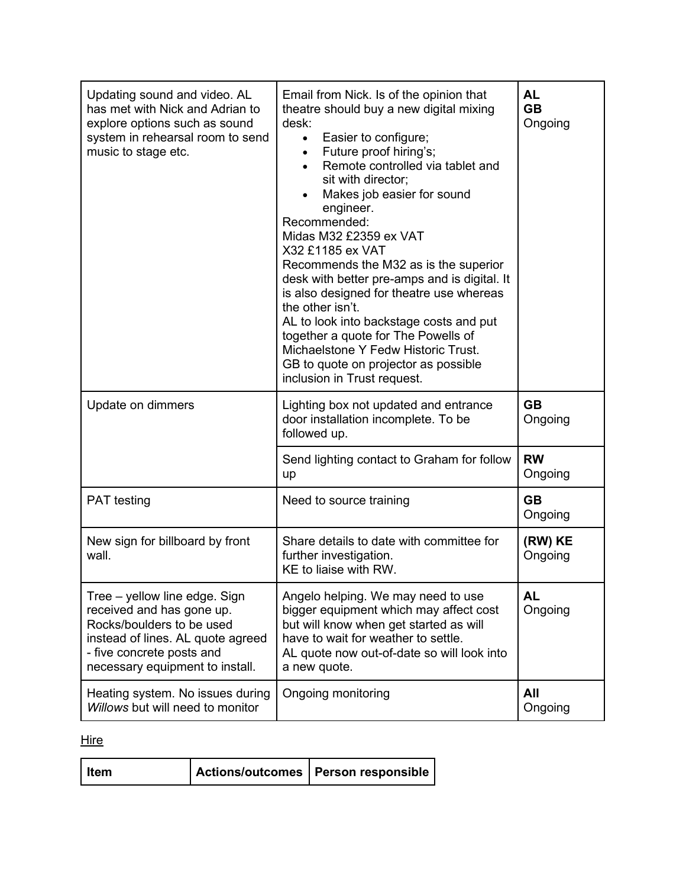| | | |
|---|---|---|
| Updating sound and video. AL has met with Nick and Adrian to explore options such as sound system in rehearsal room to send music to stage etc. | Email from Nick. Is of the opinion that theatre should buy a new digital mixing desk:<br>• Easier to configure;<br>• Future proof hiring's;<br>• Remote controlled via tablet and sit with director;<br>• Makes job easier for sound engineer.<br>Recommended:<br>Midas M32 £2359 ex VAT<br>X32 £1185 ex VAT<br>Recommends the M32 as is the superior desk with better pre-amps and is digital. It is also designed for theatre use whereas the other isn't.<br>AL to look into backstage costs and put together a quote for The Powells of Michaelstone Y Fedw Historic Trust.<br>GB to quote on projector as possible inclusion in Trust request. | **AL**<br>**GB**<br>Ongoing |
| Update on dimmers | Lighting box not updated and entrance door installation incomplete. To be followed up. | **GB**<br>Ongoing |
| | Send lighting contact to Graham for follow up | **RW**<br>Ongoing |
| PAT testing | Need to source training | **GB**<br>Ongoing |
| New sign for billboard by front wall. | Share details to date with committee for further investigation.<br>KE to liaise with RW. | **(RW) KE**<br>Ongoing |
| Tree – yellow line edge. Sign received and has gone up. Rocks/boulders to be used instead of lines. AL quote agreed - five concrete posts and necessary equipment to install. | Angelo helping. We may need to use bigger equipment which may affect cost but will know when get started as will have to wait for weather to settle.<br>AL quote now out-of-date so will look into a new quote. | **AL**<br>Ongoing |
| Heating system. No issues during *Willows* but will need to monitor | Ongoing monitoring | **All**<br>Ongoing |

<u>Hire</u>

| Item | Actions/outcomes | Person responsible |
|---|---|---|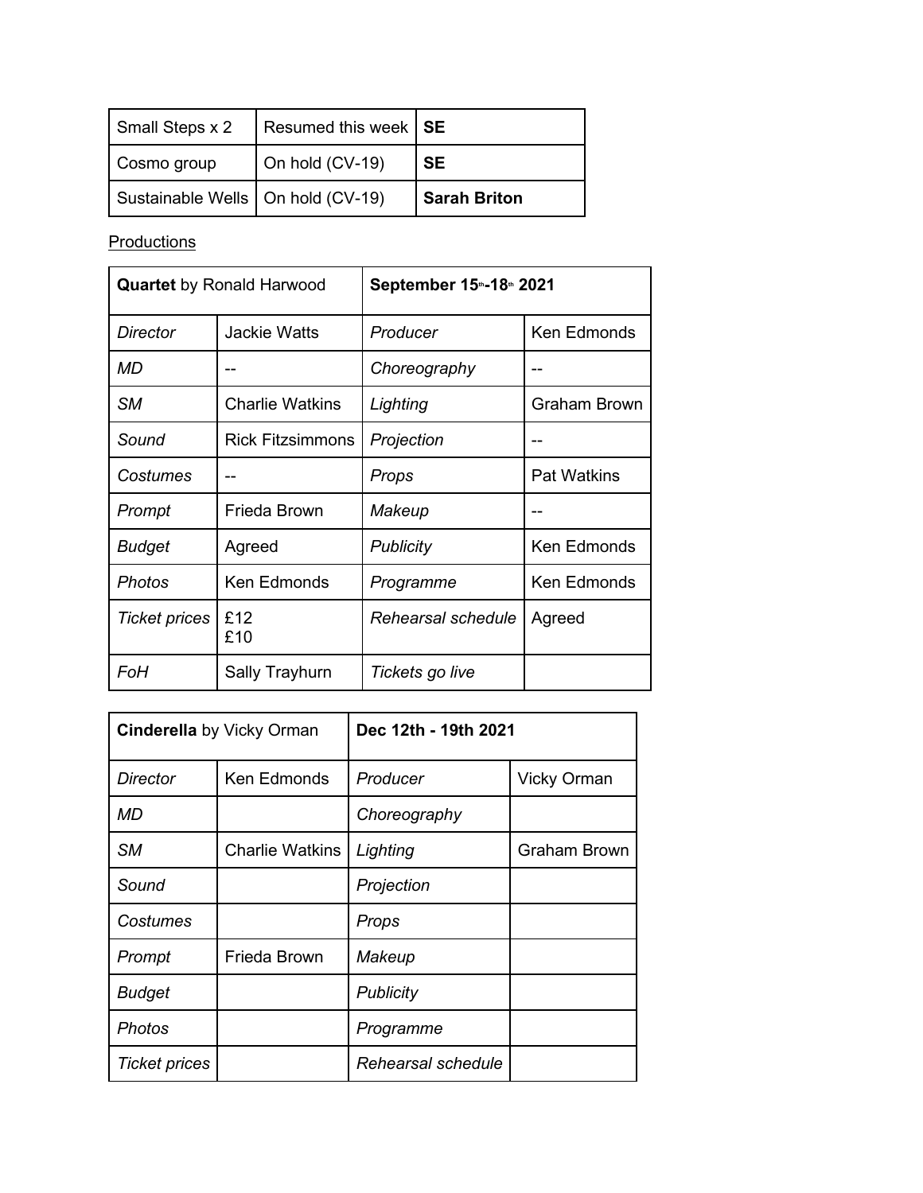| Small Steps x 2 | Resumed this week | **SE** |
|---|---|---|
| Cosmo group | On hold (CV-19) | **SE** |
| Sustainable Wells | On hold (CV-19) | **Sarah Briton** |

Productions

| **Quartet** by Ronald Harwood | | **September 15th-18th 2021** | |
|---|---|---|---|
| *Director* | Jackie Watts | *Producer* | Ken Edmonds |
| *MD* | -- | *Choreography* | -- |
| *SM* | Charlie Watkins | *Lighting* | Graham Brown |
| *Sound* | Rick Fitzsimmons | *Projection* | -- |
| *Costumes* | -- | *Props* | Pat Watkins |
| *Prompt* | Frieda Brown | *Makeup* | -- |
| *Budget* | Agreed | *Publicity* | Ken Edmonds |
| *Photos* | Ken Edmonds | *Programme* | Ken Edmonds |
| *Ticket prices* | £12<br>£10 | *Rehearsal schedule* | Agreed |
| *FoH* | Sally Trayhurn | *Tickets go live* | |

| **Cinderella** by Vicky Orman | | **Dec 12th - 19th 2021** | |
|---|---|---|---|
| *Director* | Ken Edmonds | *Producer* | Vicky Orman |
| *MD* | | *Choreography* | |
| *SM* | Charlie Watkins | *Lighting* | Graham Brown |
| *Sound* | | *Projection* | |
| *Costumes* | | *Props* | |
| *Prompt* | Frieda Brown | *Makeup* | |
| *Budget* | | *Publicity* | |
| *Photos* | | *Programme* | |
| *Ticket prices* | | *Rehearsal schedule* | |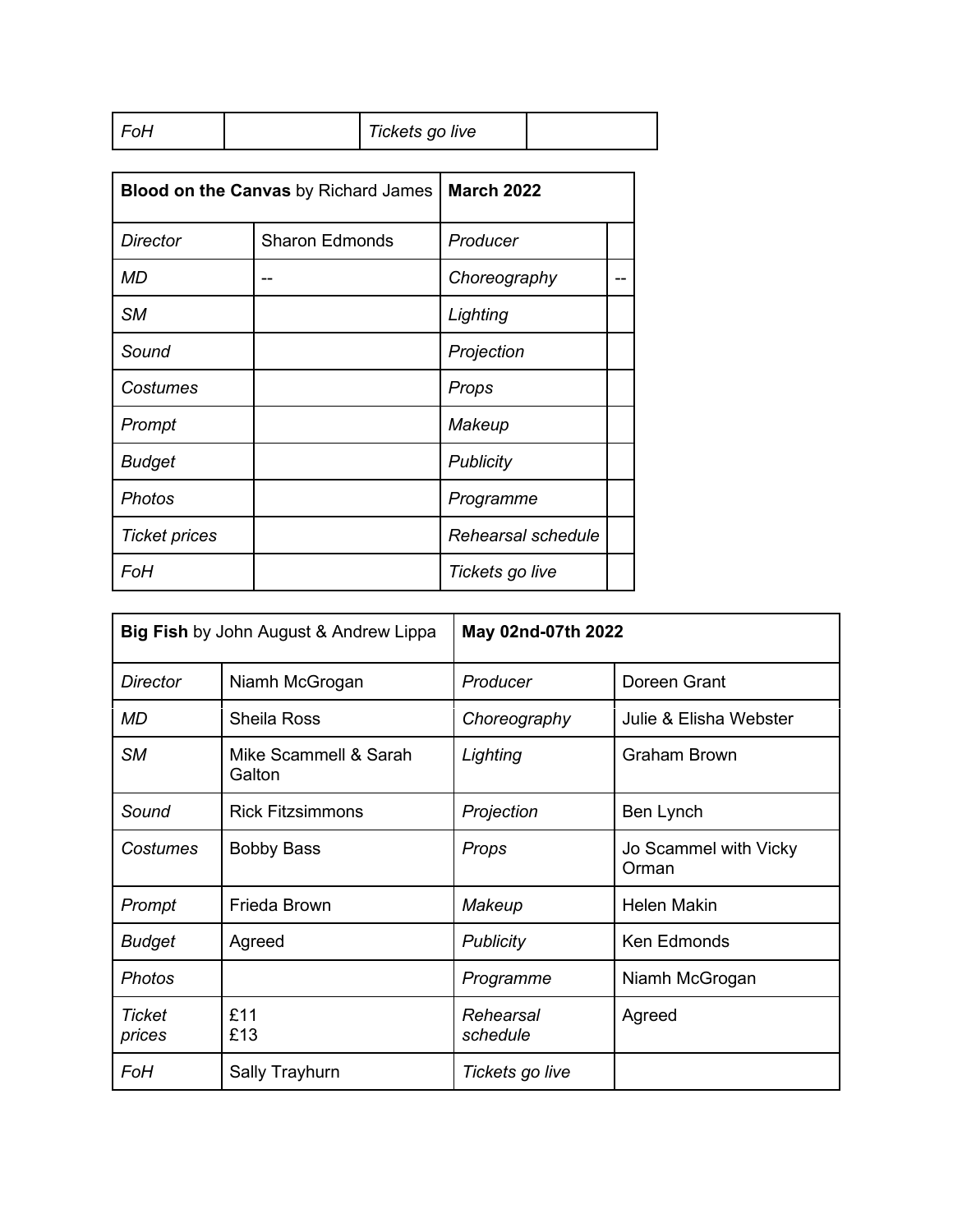| *FoH* | | *Tickets go live* | |
|---|---|---|---|

| **Blood on the Canvas** by Richard James | | **March 2022** | |
|---|---|---|---|
| *Director* | Sharon Edmonds | *Producer* | |
| *MD* | -- | *Choreography* | -- |
| *SM* | | *Lighting* | |
| *Sound* | | *Projection* | |
| *Costumes* | | *Props* | |
| *Prompt* | | *Makeup* | |
| *Budget* | | *Publicity* | |
| *Photos* | | *Programme* | |
| *Ticket prices* | | *Rehearsal schedule* | |
| *FoH* | | *Tickets go live* | |

| **Big Fish** by John August & Andrew Lippa | | **May 02nd-07th 2022** | |
|---|---|---|---|
| *Director* | Niamh McGrogan | *Producer* | Doreen Grant |
| *MD* | Sheila Ross | *Choreography* | Julie & Elisha Webster |
| *SM* | Mike Scammell & Sarah Galton | *Lighting* | Graham Brown |
| *Sound* | Rick Fitzsimmons | *Projection* | Ben Lynch |
| *Costumes* | Bobby Bass | *Props* | Jo Scammel with Vicky Orman |
| *Prompt* | Frieda Brown | *Makeup* | Helen Makin |
| *Budget* | Agreed | *Publicity* | Ken Edmonds |
| *Photos* | | *Programme* | Niamh McGrogan |
| *Ticket prices* | £11<br>£13 | *Rehearsal schedule* | Agreed |
| *FoH* | Sally Trayhurn | *Tickets go live* | |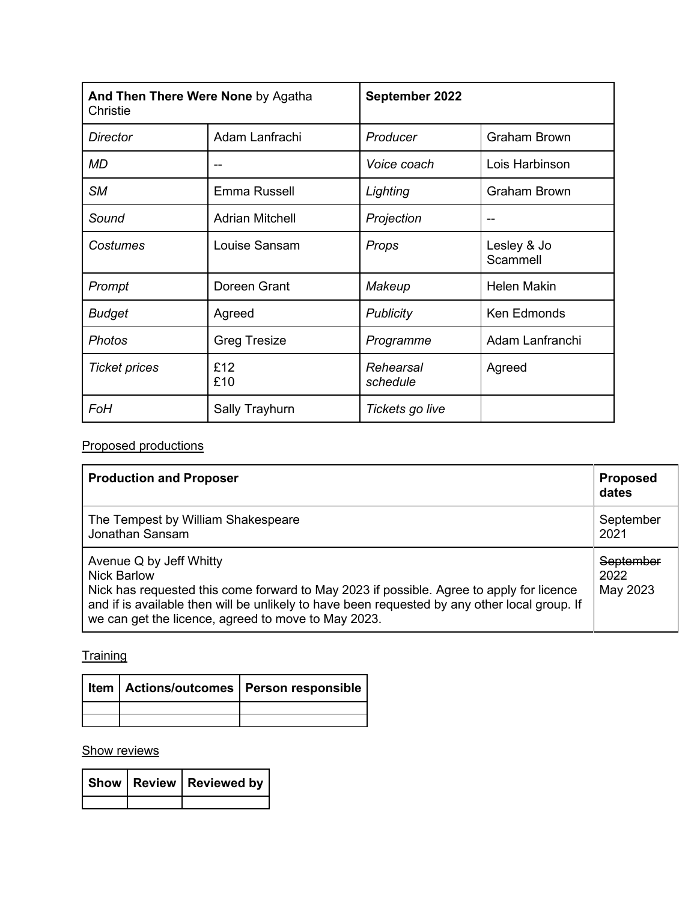| **And Then There Were None** by Agatha Christie | | **September 2022** | |
|---|---|---|---|
| *Director* | Adam Lanfrachi | *Producer* | Graham Brown |
| *MD* | -- | *Voice coach* | Lois Harbinson |
| *SM* | Emma Russell | *Lighting* | Graham Brown |
| *Sound* | Adrian Mitchell | *Projection* | -- |
| *Costumes* | Louise Sansam | *Props* | Lesley & Jo Scammell |
| *Prompt* | Doreen Grant | *Makeup* | Helen Makin |
| *Budget* | Agreed | *Publicity* | Ken Edmonds |
| *Photos* | Greg Tresize | *Programme* | Adam Lanfranchi |
| *Ticket prices* | £12<br>£10 | *Rehearsal schedule* | Agreed |
| *FoH* | Sally Trayhurn | *Tickets go live* | |

<u>Proposed productions</u>

| **Production and Proposer** | **Proposed dates** |
|---|---|
| The Tempest by William Shakespeare<br>Jonathan Sansam | September 2021 |
| Avenue Q by Jeff Whitty<br>Nick Barlow<br>Nick has requested this come forward to May 2023 if possible. Agree to apply for licence and if is available then will be unlikely to have been requested by any other local group. If we can get the licence, agreed to move to May 2023. | ~~September 2022~~<br>May 2023 |

<u>Training</u>

| **Item** | **Actions/outcomes** | **Person responsible** |
|---|---|---|
| | | |
| | | |

<u>Show reviews</u>

| **Show** | **Review** | **Reviewed by** |
|---|---|---|
| | | |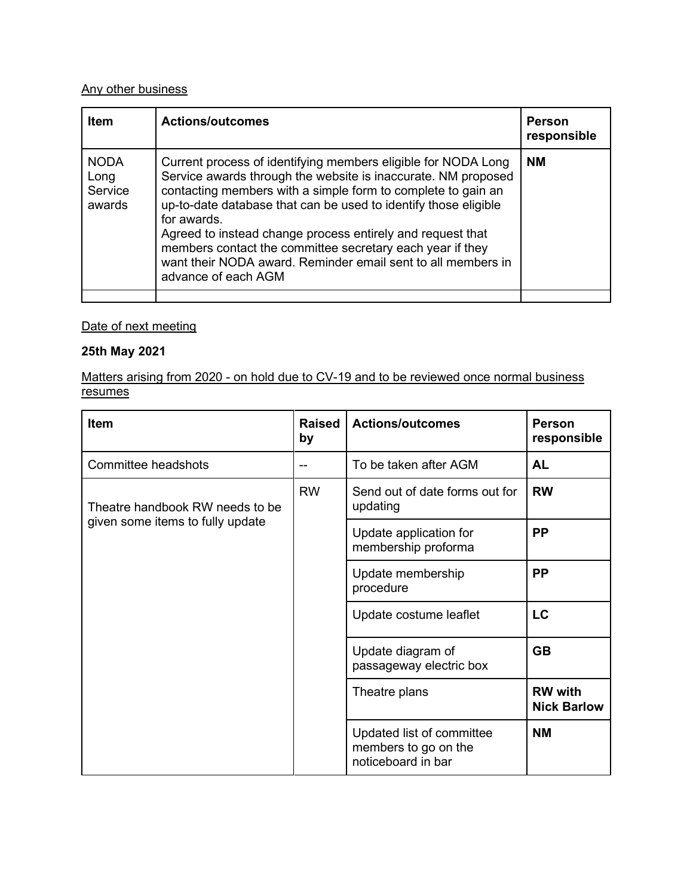Any other business

| Item | Actions/outcomes | Person responsible |
|---|---|---|
| NODA Long Service awards | Current process of identifying members eligible for NODA Long Service awards through the website is inaccurate. NM proposed contacting members with a simple form to complete to gain an up-to-date database that can be used to identify those eligible for awards.<br>Agreed to instead change process entirely and request that members contact the committee secretary each year if they want their NODA award. Reminder email sent to all members in advance of each AGM | **NM** |
| | | |

Date of next meeting

**25th May 2021**

Matters arising from 2020 - on hold due to CV-19 and to be reviewed once normal business resumes

| Item | Raised by | Actions/outcomes | Person responsible |
|---|---|---|---|
| Committee headshots | -- | To be taken after AGM | **AL** |
| Theatre handbook RW needs to be given some items to fully update | RW | Send out of date forms out for updating | **RW** |
| | | Update application for membership proforma | **PP** |
| | | Update membership procedure | **PP** |
| | | Update costume leaflet | **LC** |
| | | Update diagram of passageway electric box | **GB** |
| | | Theatre plans | **RW with Nick Barlow** |
| | | Updated list of committee members to go on the noticeboard in bar | **NM** |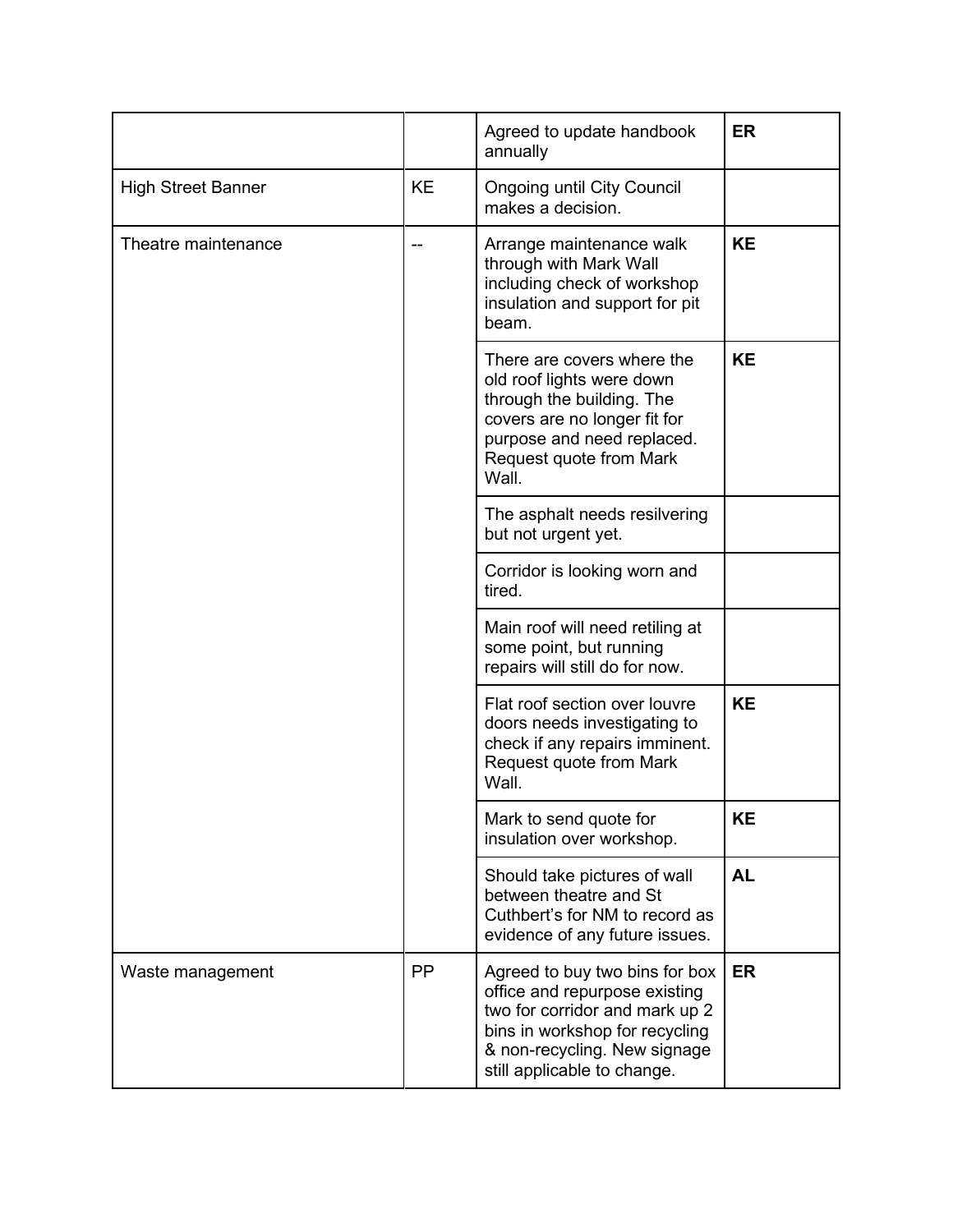| | | | |
|---|---|---|---|
| | | Agreed to update handbook annually | **ER** |
| High Street Banner | KE | Ongoing until City Council makes a decision. | |
| Theatre maintenance | -- | Arrange maintenance walk through with Mark Wall including check of workshop insulation and support for pit beam. | **KE** |
| | | There are covers where the old roof lights were down through the building. The covers are no longer fit for purpose and need replaced. Request quote from Mark Wall. | **KE** |
| | | The asphalt needs resilvering but not urgent yet. | |
| | | Corridor is looking worn and tired. | |
| | | Main roof will need retiling at some point, but running repairs will still do for now. | |
| | | Flat roof section over louvre doors needs investigating to check if any repairs imminent. Request quote from Mark Wall. | **KE** |
| | | Mark to send quote for insulation over workshop. | **KE** |
| | | Should take pictures of wall between theatre and St Cuthbert's for NM to record as evidence of any future issues. | **AL** |
| Waste management | PP | Agreed to buy two bins for box office and repurpose existing two for corridor and mark up 2 bins in workshop for recycling & non-recycling. New signage still applicable to change. | **ER** |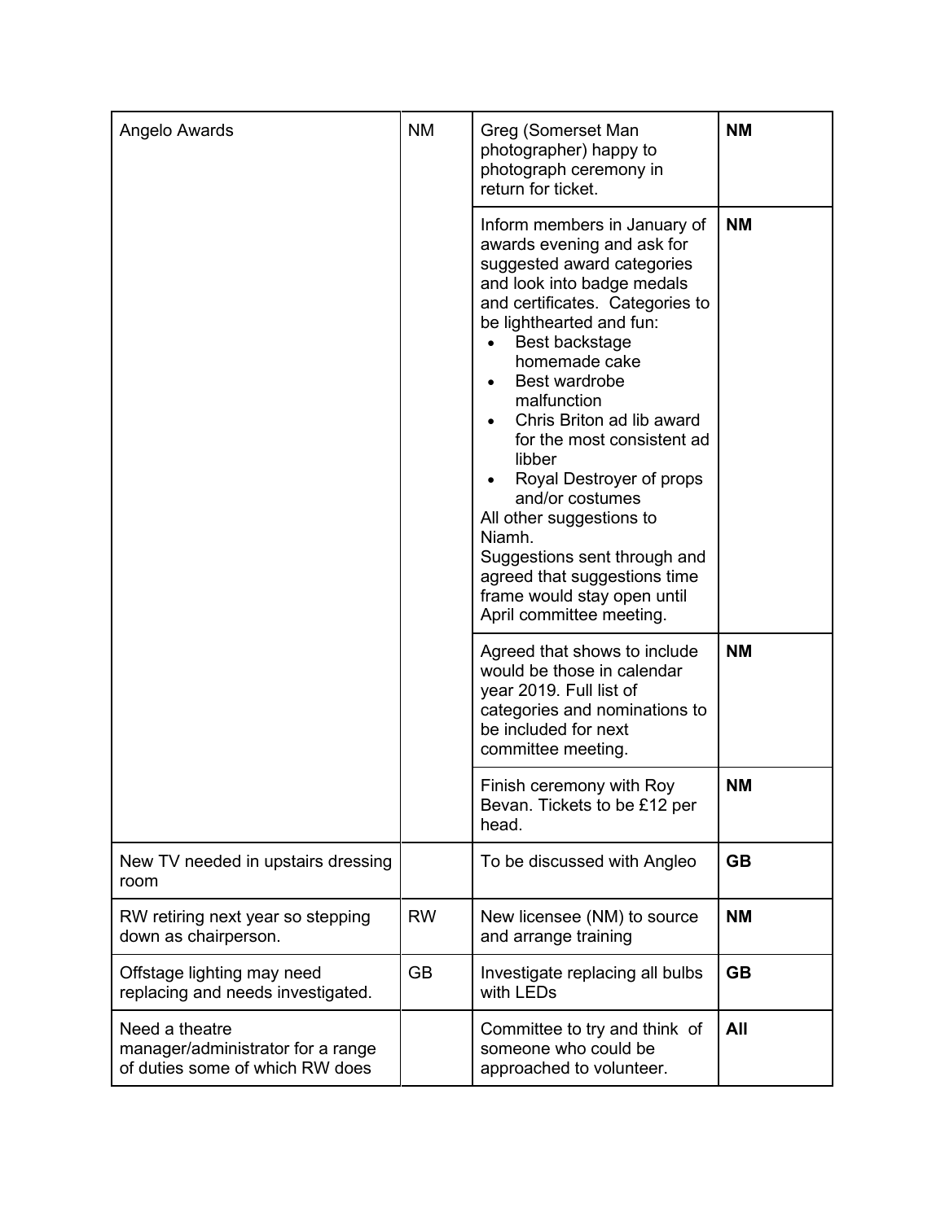| | | | |
|---|---|---|---|
| Angelo Awards | NM | Greg (Somerset Man photographer) happy to photograph ceremony in return for ticket. | **NM** |
| | | Inform members in January of awards evening and ask for suggested award categories and look into badge medals and certificates. Categories to be lighthearted and fun:<br>• Best backstage homemade cake<br>• Best wardrobe malfunction<br>• Chris Briton ad lib award for the most consistent ad libber<br>• Royal Destroyer of props and/or costumes<br>All other suggestions to Niamh.<br>Suggestions sent through and agreed that suggestions time frame would stay open until April committee meeting. | **NM** |
| | | Agreed that shows to include would be those in calendar year 2019. Full list of categories and nominations to be included for next committee meeting. | **NM** |
| | | Finish ceremony with Roy Bevan. Tickets to be £12 per head. | **NM** |
| New TV needed in upstairs dressing room | | To be discussed with Angleo | **GB** |
| RW retiring next year so stepping down as chairperson. | RW | New licensee (NM) to source and arrange training | **NM** |
| Offstage lighting may need replacing and needs investigated. | GB | Investigate replacing all bulbs with LEDs | **GB** |
| Need a theatre manager/administrator for a range of duties some of which RW does | | Committee to try and think of someone who could be approached to volunteer. | **All** |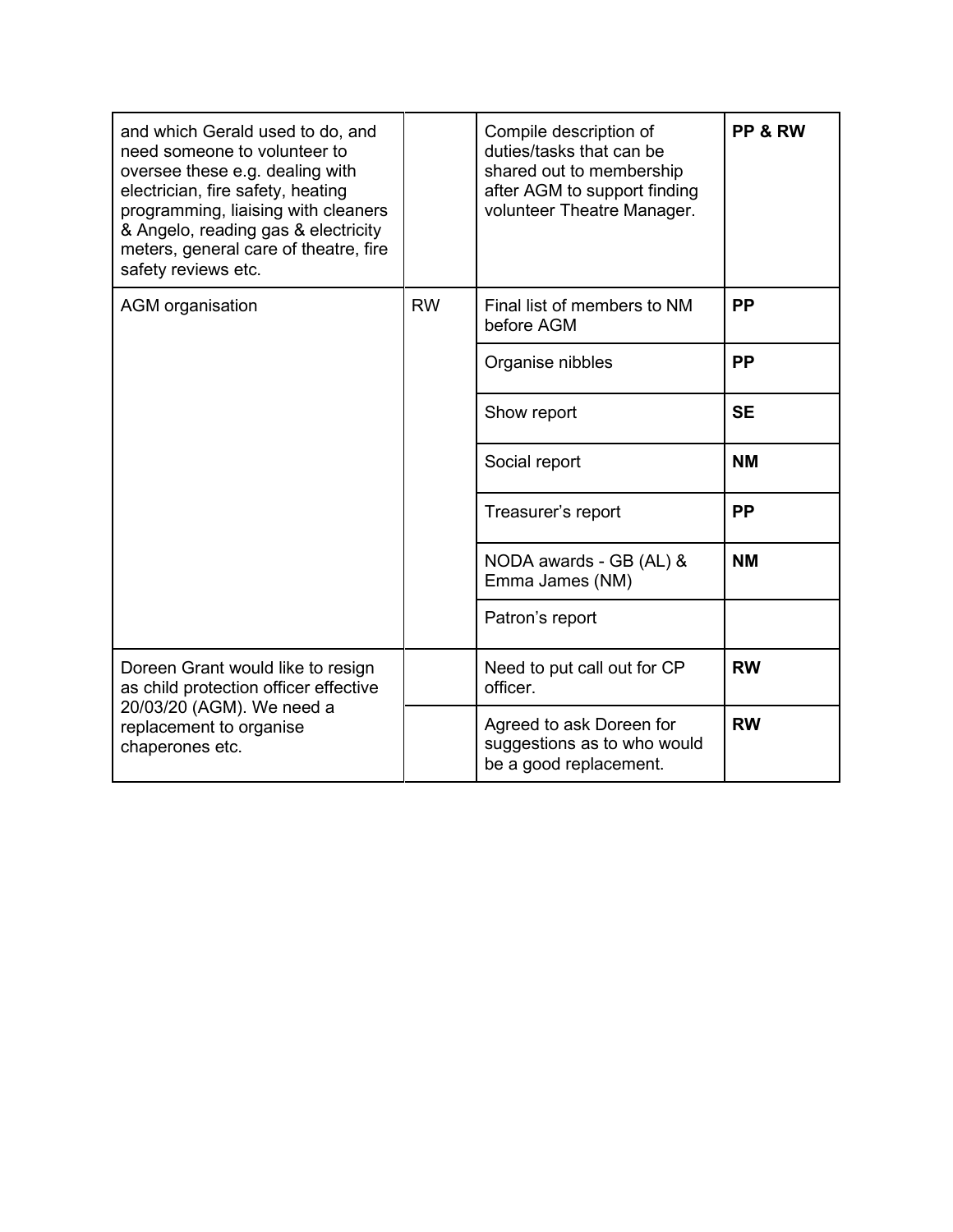| | | | |
|---|---|---|---|
| and which Gerald used to do, and need someone to volunteer to oversee these e.g. dealing with electrician, fire safety, heating programming, liaising with cleaners & Angelo, reading gas & electricity meters, general care of theatre, fire safety reviews etc. | | Compile description of duties/tasks that can be shared out to membership after AGM to support finding volunteer Theatre Manager. | **PP & RW** |
| AGM organisation | RW | Final list of members to NM before AGM | **PP** |
| | | Organise nibbles | **PP** |
| | | Show report | **SE** |
| | | Social report | **NM** |
| | | Treasurer's report | **PP** |
| | | NODA awards - GB (AL) & Emma James (NM) | **NM** |
| | | Patron's report | |
| Doreen Grant would like to resign as child protection officer effective 20/03/20 (AGM). We need a replacement to organise chaperones etc. | | Need to put call out for CP officer. | **RW** |
| | | Agreed to ask Doreen for suggestions as to who would be a good replacement. | **RW** |